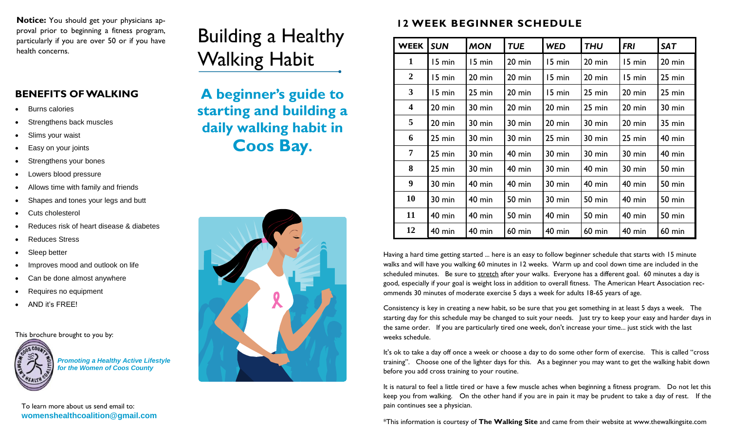**Notice:** You should get your physicians approval prior to beginning a fitness program, particularly if you are over 50 or if you have health concerns.

## BENEFITS OF WALKING

- Burns calories
- Strengthens back muscles
- Slims your waist
- Easy on your joints
- Strengthens your bones
- Lowers blood pressure
- Allows time with family and friends
- Shapes and tones your legs and butt
- Cuts cholesterol
- Reduces risk of heart disease & diabetes
- Reduces Stress
- Sleep better
- Improves mood and outlook on life
- Can be done almost anywhere
- Requires no equipment
- AND it's FREE!

This brochure brought to you by:

***Promoting a Healthy Active Lifestyle for the Women of Coos County***

To learn more about us send email to:
**womenshealthcoalition@gmail.com**

# Building a Healthy Walking Habit

## A beginner's guide to starting and building a daily walking habit in Coos Bay.

## 12 WEEK BEGINNER SCHEDULE

| WEEK | SUN | MON | TUE | WED | THU | FRI | SAT |
|---|---|---|---|---|---|---|---|
| 1 | 15 min | 15 min | 20 min | 15 min | 20 min | 15 min | 20 min |
| 2 | 15 min | 20 min | 20 min | 15 min | 20 min | 15 min | 25 min |
| 3 | 15 min | 25 min | 20 min | 15 min | 25 min | 20 min | 25 min |
| 4 | 20 min | 30 min | 20 min | 20 min | 25 min | 20 min | 30 min |
| 5 | 20 min | 30 min | 30 min | 20 min | 30 min | 20 min | 35 min |
| 6 | 25 min | 30 min | 30 min | 25 min | 30 min | 25 min | 40 min |
| 7 | 25 min | 30 min | 40 min | 30 min | 30 min | 30 min | 40 min |
| 8 | 25 min | 30 min | 40 min | 30 min | 40 min | 30 min | 50 min |
| 9 | 30 min | 40 min | 40 min | 30 min | 40 min | 40 min | 50 min |
| 10 | 30 min | 40 min | 50 min | 30 min | 50 min | 40 min | 50 min |
| 11 | 40 min | 40 min | 50 min | 40 min | 50 min | 40 min | 50 min |
| 12 | 40 min | 40 min | 60 min | 40 min | 60 min | 40 min | 60 min |

Having a hard time getting started ... here is an easy to follow beginner schedule that starts with 15 minute walks and will have you walking 60 minutes in 12 weeks. Warm up and cool down time are included in the scheduled minutes. Be sure to stretch after your walks. Everyone has a different goal. 60 minutes a day is good, especially if your goal is weight loss in addition to overall fitness. The American Heart Association recommends 30 minutes of moderate exercise 5 days a week for adults 18-65 years of age.

Consistency is key in creating a new habit, so be sure that you get something in at least 5 days a week. The starting day for this schedule may be changed to suit your needs. Just try to keep your easy and harder days in the same order. If you are particularly tired one week, don't increase your time... just stick with the last weeks schedule.

It's ok to take a day off once a week or choose a day to do some other form of exercise. This is called "cross training". Choose one of the lighter days for this. As a beginner you may want to get the walking habit down before you add cross training to your routine.

It is natural to feel a little tired or have a few muscle aches when beginning a fitness program. Do not let this keep you from walking. On the other hand if you are in pain it may be prudent to take a day of rest. If the pain continues see a physician.

*This information is courtesy of **The Walking Site** and came from their website at www.thewalkingsite.com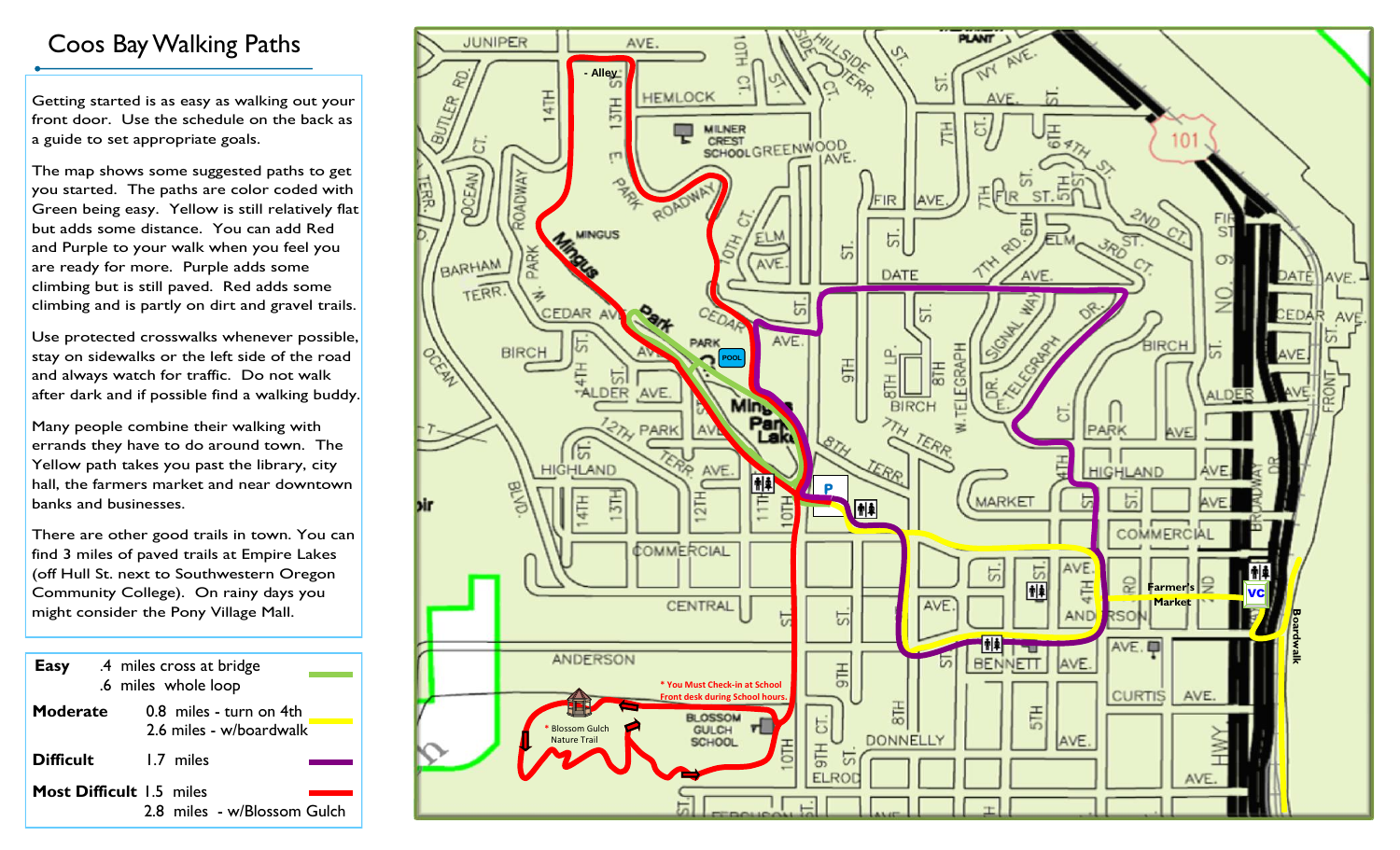# Coos Bay Walking Paths

Getting started is as easy as walking out your front door. Use the schedule on the back as a guide to set appropriate goals.

The map shows some suggested paths to get you started. The paths are color coded with Green being easy. Yellow is still relatively flat but adds some distance. You can add Red and Purple to your walk when you feel you are ready for more. Purple adds some climbing but is still paved. Red adds some climbing and is partly on dirt and gravel trails.

Use protected crosswalks whenever possible, stay on sidewalks or the left side of the road and always watch for traffic. Do not walk after dark and if possible find a walking buddy.

Many people combine their walking with errands they have to do around town. The Yellow path takes you past the library, city hall, the farmers market and near downtown banks and businesses.

There are other good trails in town. You can find 3 miles of paved trails at Empire Lakes (off Hull St. next to Southwestern Oregon Community College). On rainy days you might consider the Pony Village Mall.

| | | |
|---|---|---|
| **Easy** | .4 miles cross at bridge<br>.6 miles whole loop | Green |
| **Moderate** | 0.8 miles - turn on 4th<br>2.6 miles - w/boardwalk | Yellow |
| **Difficult** | 1.7 miles | Purple |
| **Most Difficult** | 1.5 miles<br>2.8 miles - w/Blossom Gulch | Red |

\* You Must Check-in at School Front desk during School hours.

\* Blossom Gulch Nature Trail